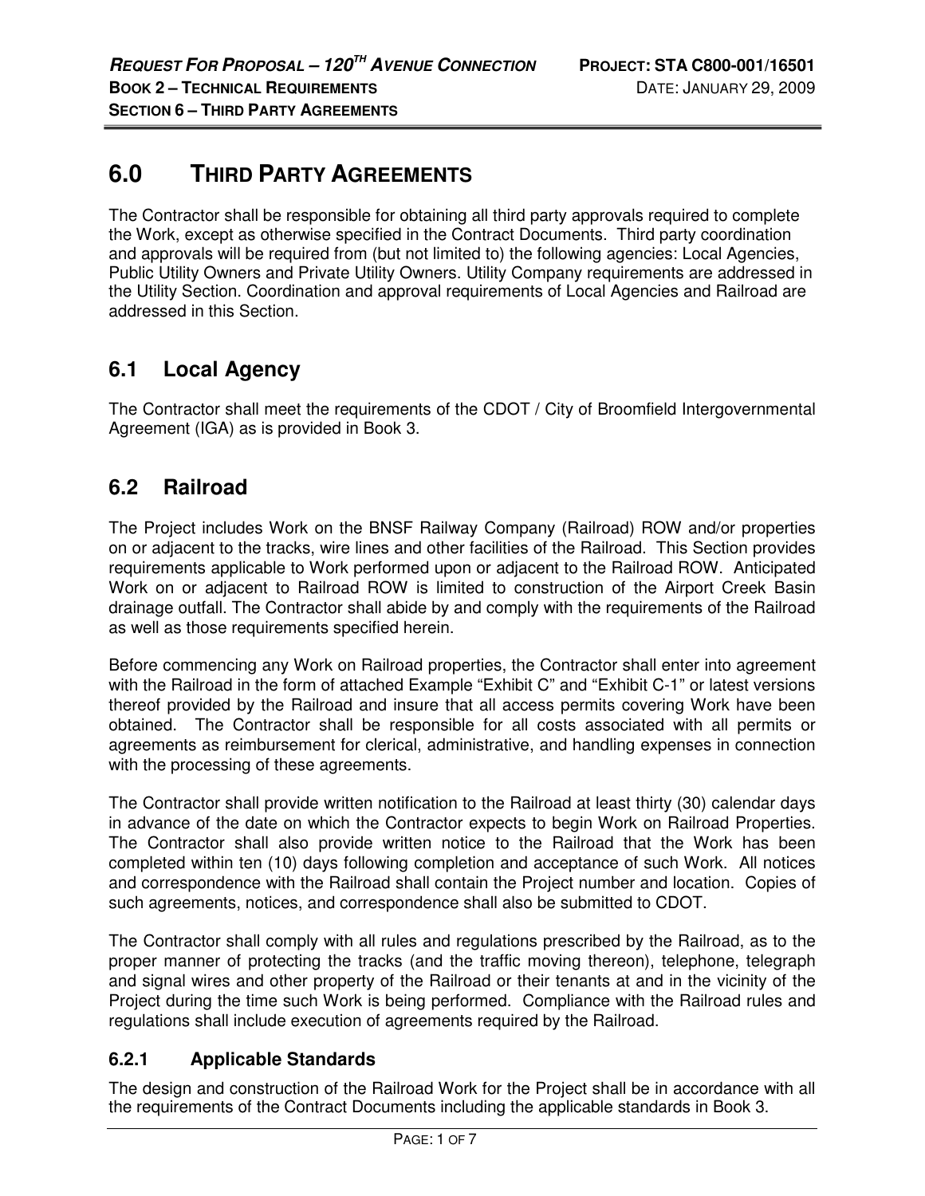# 6.0 THIRD PARTY AGREEMENTS

The Contractor shall be responsible for obtaining all third party approvals required to complete the Work, except as otherwise specified in the Contract Documents. Third party coordination and approvals will be required from (but not limited to) the following agencies: Local Agencies, Public Utility Owners and Private Utility Owners. Utility Company requirements are addressed in the Utility Section. Coordination and approval requirements of Local Agencies and Railroad are addressed in this Section.

## 6.1 Local Agency

The Contractor shall meet the requirements of the CDOT / City of Broomfield Intergovernmental Agreement (IGA) as is provided in Book 3.

## 6.2 Railroad

The Project includes Work on the BNSF Railway Company (Railroad) ROW and/or properties on or adjacent to the tracks, wire lines and other facilities of the Railroad. This Section provides requirements applicable to Work performed upon or adjacent to the Railroad ROW. Anticipated Work on or adjacent to Railroad ROW is limited to construction of the Airport Creek Basin drainage outfall. The Contractor shall abide by and comply with the requirements of the Railroad as well as those requirements specified herein.

Before commencing any Work on Railroad properties, the Contractor shall enter into agreement with the Railroad in the form of attached Example "Exhibit C" and "Exhibit C-1" or latest versions thereof provided by the Railroad and insure that all access permits covering Work have been obtained. The Contractor shall be responsible for all costs associated with all permits or agreements as reimbursement for clerical, administrative, and handling expenses in connection with the processing of these agreements.

The Contractor shall provide written notification to the Railroad at least thirty (30) calendar days in advance of the date on which the Contractor expects to begin Work on Railroad Properties. The Contractor shall also provide written notice to the Railroad that the Work has been completed within ten (10) days following completion and acceptance of such Work. All notices and correspondence with the Railroad shall contain the Project number and location. Copies of such agreements, notices, and correspondence shall also be submitted to CDOT.

The Contractor shall comply with all rules and regulations prescribed by the Railroad, as to the proper manner of protecting the tracks (and the traffic moving thereon), telephone, telegraph and signal wires and other property of the Railroad or their tenants at and in the vicinity of the Project during the time such Work is being performed. Compliance with the Railroad rules and regulations shall include execution of agreements required by the Railroad.

### 6.2.1 Applicable Standards

The design and construction of the Railroad Work for the Project shall be in accordance with all the requirements of the Contract Documents including the applicable standards in Book 3.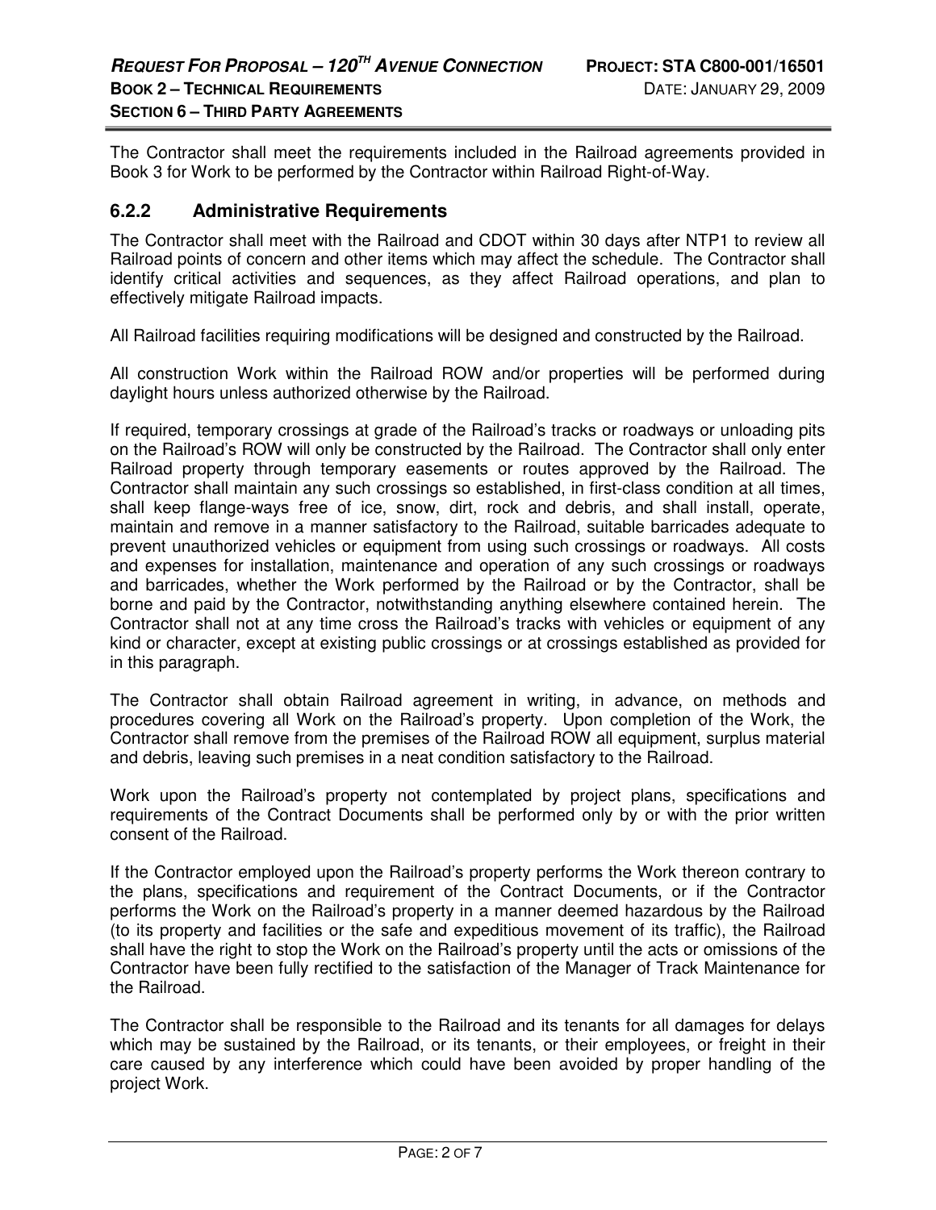The Contractor shall meet the requirements included in the Railroad agreements provided in Book 3 for Work to be performed by the Contractor within Railroad Right-of-Way.

### 6.2.2 Administrative Requirements

The Contractor shall meet with the Railroad and CDOT within 30 days after NTP1 to review all Railroad points of concern and other items which may affect the schedule. The Contractor shall identify critical activities and sequences, as they affect Railroad operations, and plan to effectively mitigate Railroad impacts.

All Railroad facilities requiring modifications will be designed and constructed by the Railroad.

All construction Work within the Railroad ROW and/or properties will be performed during daylight hours unless authorized otherwise by the Railroad.

If required, temporary crossings at grade of the Railroad's tracks or roadways or unloading pits on the Railroad's ROW will only be constructed by the Railroad. The Contractor shall only enter Railroad property through temporary easements or routes approved by the Railroad. The Contractor shall maintain any such crossings so established, in first-class condition at all times, shall keep flange-ways free of ice, snow, dirt, rock and debris, and shall install, operate, maintain and remove in a manner satisfactory to the Railroad, suitable barricades adequate to prevent unauthorized vehicles or equipment from using such crossings or roadways. All costs and expenses for installation, maintenance and operation of any such crossings or roadways and barricades, whether the Work performed by the Railroad or by the Contractor, shall be borne and paid by the Contractor, notwithstanding anything elsewhere contained herein. The Contractor shall not at any time cross the Railroad's tracks with vehicles or equipment of any kind or character, except at existing public crossings or at crossings established as provided for in this paragraph.

The Contractor shall obtain Railroad agreement in writing, in advance, on methods and procedures covering all Work on the Railroad's property. Upon completion of the Work, the Contractor shall remove from the premises of the Railroad ROW all equipment, surplus material and debris, leaving such premises in a neat condition satisfactory to the Railroad.

Work upon the Railroad's property not contemplated by project plans, specifications and requirements of the Contract Documents shall be performed only by or with the prior written consent of the Railroad.

If the Contractor employed upon the Railroad's property performs the Work thereon contrary to the plans, specifications and requirement of the Contract Documents, or if the Contractor performs the Work on the Railroad's property in a manner deemed hazardous by the Railroad (to its property and facilities or the safe and expeditious movement of its traffic), the Railroad shall have the right to stop the Work on the Railroad's property until the acts or omissions of the Contractor have been fully rectified to the satisfaction of the Manager of Track Maintenance for the Railroad.

The Contractor shall be responsible to the Railroad and its tenants for all damages for delays which may be sustained by the Railroad, or its tenants, or their employees, or freight in their care caused by any interference which could have been avoided by proper handling of the project Work.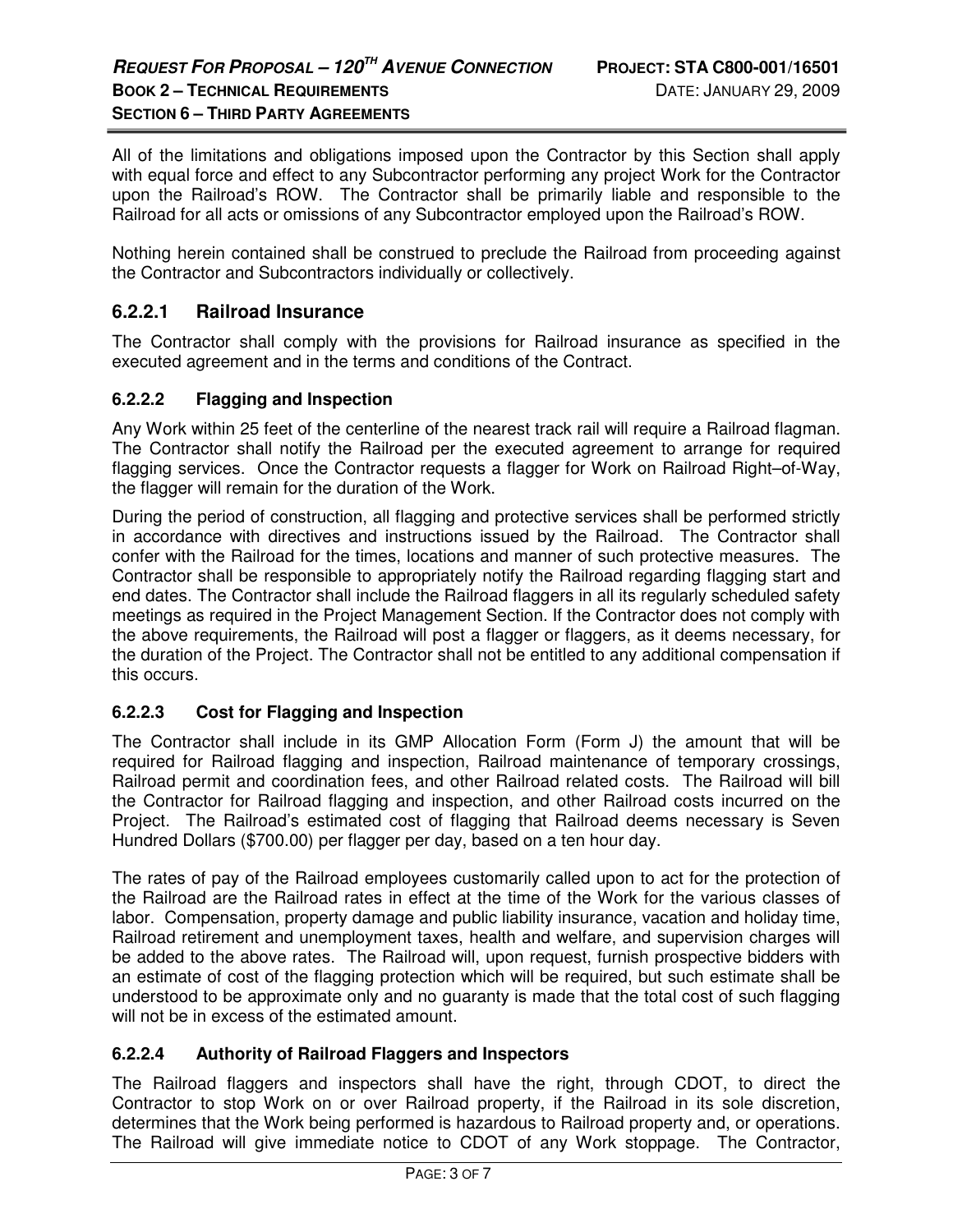All of the limitations and obligations imposed upon the Contractor by this Section shall apply with equal force and effect to any Subcontractor performing any project Work for the Contractor upon the Railroad's ROW. The Contractor shall be primarily liable and responsible to the Railroad for all acts or omissions of any Subcontractor employed upon the Railroad's ROW.

Nothing herein contained shall be construed to preclude the Railroad from proceeding against the Contractor and Subcontractors individually or collectively.

### 6.2.2.1 Railroad Insurance

The Contractor shall comply with the provisions for Railroad insurance as specified in the executed agreement and in the terms and conditions of the Contract.

#### 6.2.2.2 Flagging and Inspection

Any Work within 25 feet of the centerline of the nearest track rail will require a Railroad flagman. The Contractor shall notify the Railroad per the executed agreement to arrange for required flagging services. Once the Contractor requests a flagger for Work on Railroad Right–of-Way, the flagger will remain for the duration of the Work.

During the period of construction, all flagging and protective services shall be performed strictly in accordance with directives and instructions issued by the Railroad. The Contractor shall confer with the Railroad for the times, locations and manner of such protective measures. The Contractor shall be responsible to appropriately notify the Railroad regarding flagging start and end dates. The Contractor shall include the Railroad flaggers in all its regularly scheduled safety meetings as required in the Project Management Section. If the Contractor does not comply with the above requirements, the Railroad will post a flagger or flaggers, as it deems necessary, for the duration of the Project. The Contractor shall not be entitled to any additional compensation if this occurs.

#### 6.2.2.3 Cost for Flagging and Inspection

The Contractor shall include in its GMP Allocation Form (Form J) the amount that will be required for Railroad flagging and inspection, Railroad maintenance of temporary crossings, Railroad permit and coordination fees, and other Railroad related costs. The Railroad will bill the Contractor for Railroad flagging and inspection, and other Railroad costs incurred on the Project. The Railroad's estimated cost of flagging that Railroad deems necessary is Seven Hundred Dollars ($700.00) per flagger per day, based on a ten hour day.

The rates of pay of the Railroad employees customarily called upon to act for the protection of the Railroad are the Railroad rates in effect at the time of the Work for the various classes of labor. Compensation, property damage and public liability insurance, vacation and holiday time, Railroad retirement and unemployment taxes, health and welfare, and supervision charges will be added to the above rates. The Railroad will, upon request, furnish prospective bidders with an estimate of cost of the flagging protection which will be required, but such estimate shall be understood to be approximate only and no guaranty is made that the total cost of such flagging will not be in excess of the estimated amount.

#### 6.2.2.4 Authority of Railroad Flaggers and Inspectors

The Railroad flaggers and inspectors shall have the right, through CDOT, to direct the Contractor to stop Work on or over Railroad property, if the Railroad in its sole discretion, determines that the Work being performed is hazardous to Railroad property and, or operations. The Railroad will give immediate notice to CDOT of any Work stoppage. The Contractor,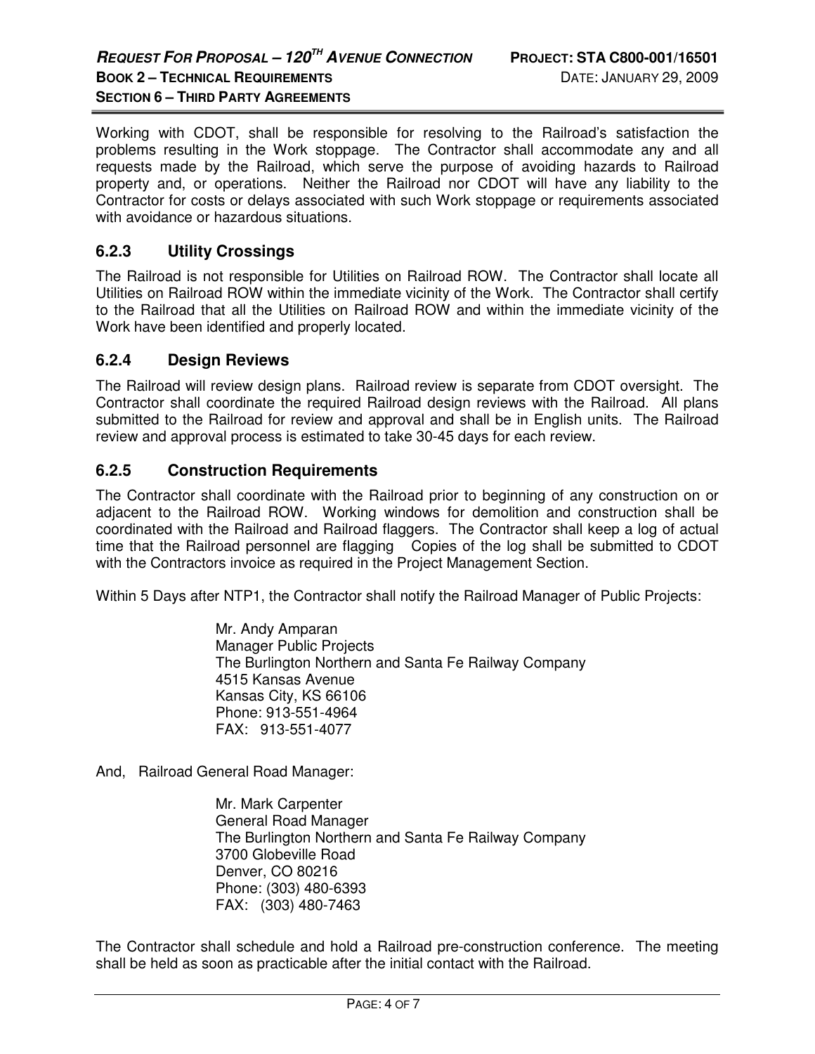Working with CDOT, shall be responsible for resolving to the Railroad's satisfaction the problems resulting in the Work stoppage. The Contractor shall accommodate any and all requests made by the Railroad, which serve the purpose of avoiding hazards to Railroad property and, or operations. Neither the Railroad nor CDOT will have any liability to the Contractor for costs or delays associated with such Work stoppage or requirements associated with avoidance or hazardous situations.

### 6.2.3 Utility Crossings

The Railroad is not responsible for Utilities on Railroad ROW. The Contractor shall locate all Utilities on Railroad ROW within the immediate vicinity of the Work. The Contractor shall certify to the Railroad that all the Utilities on Railroad ROW and within the immediate vicinity of the Work have been identified and properly located.

### 6.2.4 Design Reviews

The Railroad will review design plans. Railroad review is separate from CDOT oversight. The Contractor shall coordinate the required Railroad design reviews with the Railroad. All plans submitted to the Railroad for review and approval and shall be in English units. The Railroad review and approval process is estimated to take 30-45 days for each review.

### 6.2.5 Construction Requirements

The Contractor shall coordinate with the Railroad prior to beginning of any construction on or adjacent to the Railroad ROW. Working windows for demolition and construction shall be coordinated with the Railroad and Railroad flaggers. The Contractor shall keep a log of actual time that the Railroad personnel are flagging Copies of the log shall be submitted to CDOT with the Contractors invoice as required in the Project Management Section.

Within 5 Days after NTP1, the Contractor shall notify the Railroad Manager of Public Projects:

Mr. Andy Amparan  
Manager Public Projects  
The Burlington Northern and Santa Fe Railway Company  
4515 Kansas Avenue  
Kansas City, KS 66106  
Phone: 913-551-4964  
FAX: 913-551-4077

And, Railroad General Road Manager:

Mr. Mark Carpenter  
General Road Manager  
The Burlington Northern and Santa Fe Railway Company  
3700 Globeville Road  
Denver, CO 80216  
Phone: (303) 480-6393  
FAX: (303) 480-7463

The Contractor shall schedule and hold a Railroad pre-construction conference. The meeting shall be held as soon as practicable after the initial contact with the Railroad.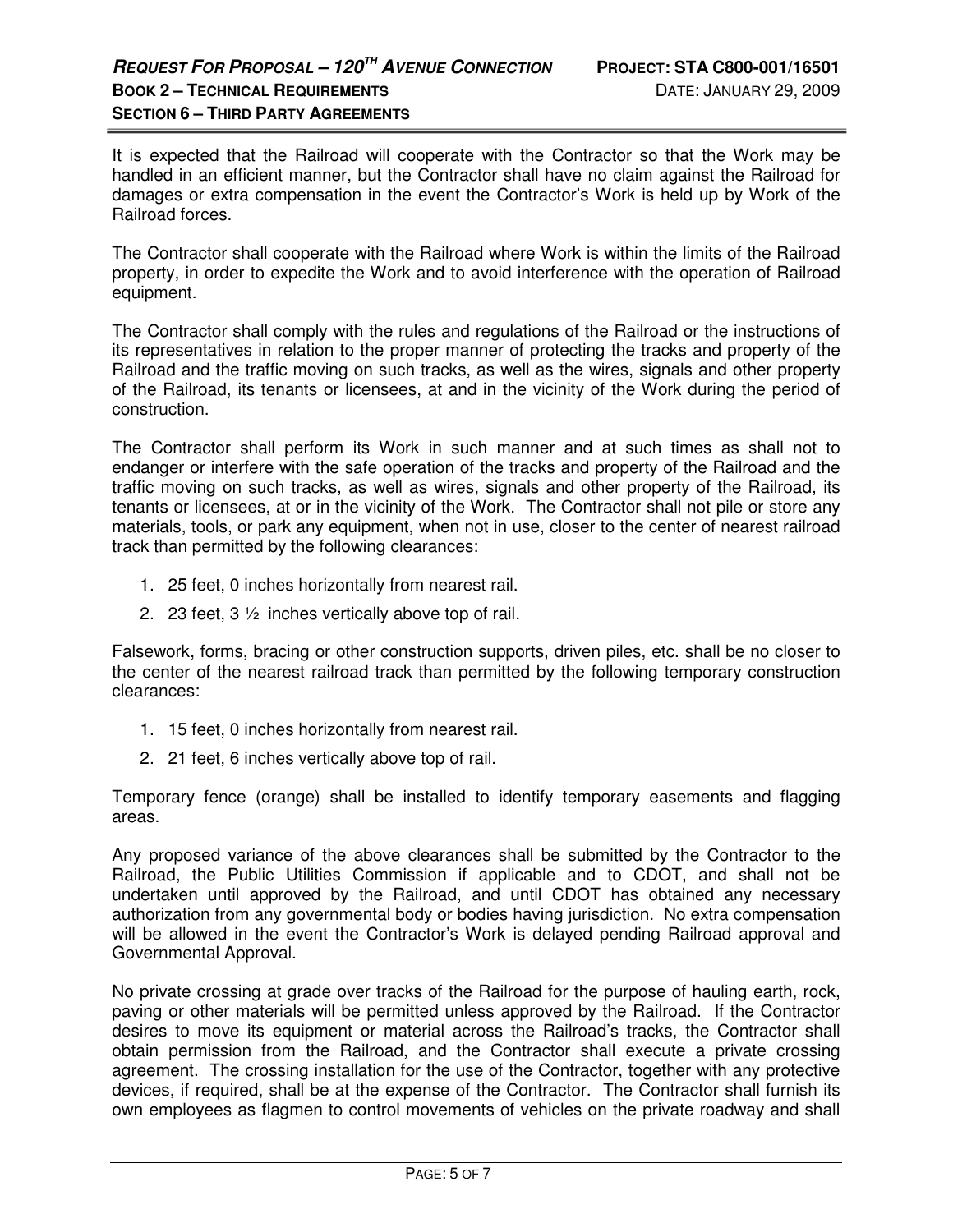It is expected that the Railroad will cooperate with the Contractor so that the Work may be handled in an efficient manner, but the Contractor shall have no claim against the Railroad for damages or extra compensation in the event the Contractor's Work is held up by Work of the Railroad forces.

The Contractor shall cooperate with the Railroad where Work is within the limits of the Railroad property, in order to expedite the Work and to avoid interference with the operation of Railroad equipment.

The Contractor shall comply with the rules and regulations of the Railroad or the instructions of its representatives in relation to the proper manner of protecting the tracks and property of the Railroad and the traffic moving on such tracks, as well as the wires, signals and other property of the Railroad, its tenants or licensees, at and in the vicinity of the Work during the period of construction.

The Contractor shall perform its Work in such manner and at such times as shall not to endanger or interfere with the safe operation of the tracks and property of the Railroad and the traffic moving on such tracks, as well as wires, signals and other property of the Railroad, its tenants or licensees, at or in the vicinity of the Work. The Contractor shall not pile or store any materials, tools, or park any equipment, when not in use, closer to the center of nearest railroad track than permitted by the following clearances:

1. 25 feet, 0 inches horizontally from nearest rail.
2. 23 feet, 3 ½ inches vertically above top of rail.

Falsework, forms, bracing or other construction supports, driven piles, etc. shall be no closer to the center of the nearest railroad track than permitted by the following temporary construction clearances:

1. 15 feet, 0 inches horizontally from nearest rail.
2. 21 feet, 6 inches vertically above top of rail.

Temporary fence (orange) shall be installed to identify temporary easements and flagging areas.

Any proposed variance of the above clearances shall be submitted by the Contractor to the Railroad, the Public Utilities Commission if applicable and to CDOT, and shall not be undertaken until approved by the Railroad, and until CDOT has obtained any necessary authorization from any governmental body or bodies having jurisdiction. No extra compensation will be allowed in the event the Contractor's Work is delayed pending Railroad approval and Governmental Approval.

No private crossing at grade over tracks of the Railroad for the purpose of hauling earth, rock, paving or other materials will be permitted unless approved by the Railroad. If the Contractor desires to move its equipment or material across the Railroad's tracks, the Contractor shall obtain permission from the Railroad, and the Contractor shall execute a private crossing agreement. The crossing installation for the use of the Contractor, together with any protective devices, if required, shall be at the expense of the Contractor. The Contractor shall furnish its own employees as flagmen to control movements of vehicles on the private roadway and shall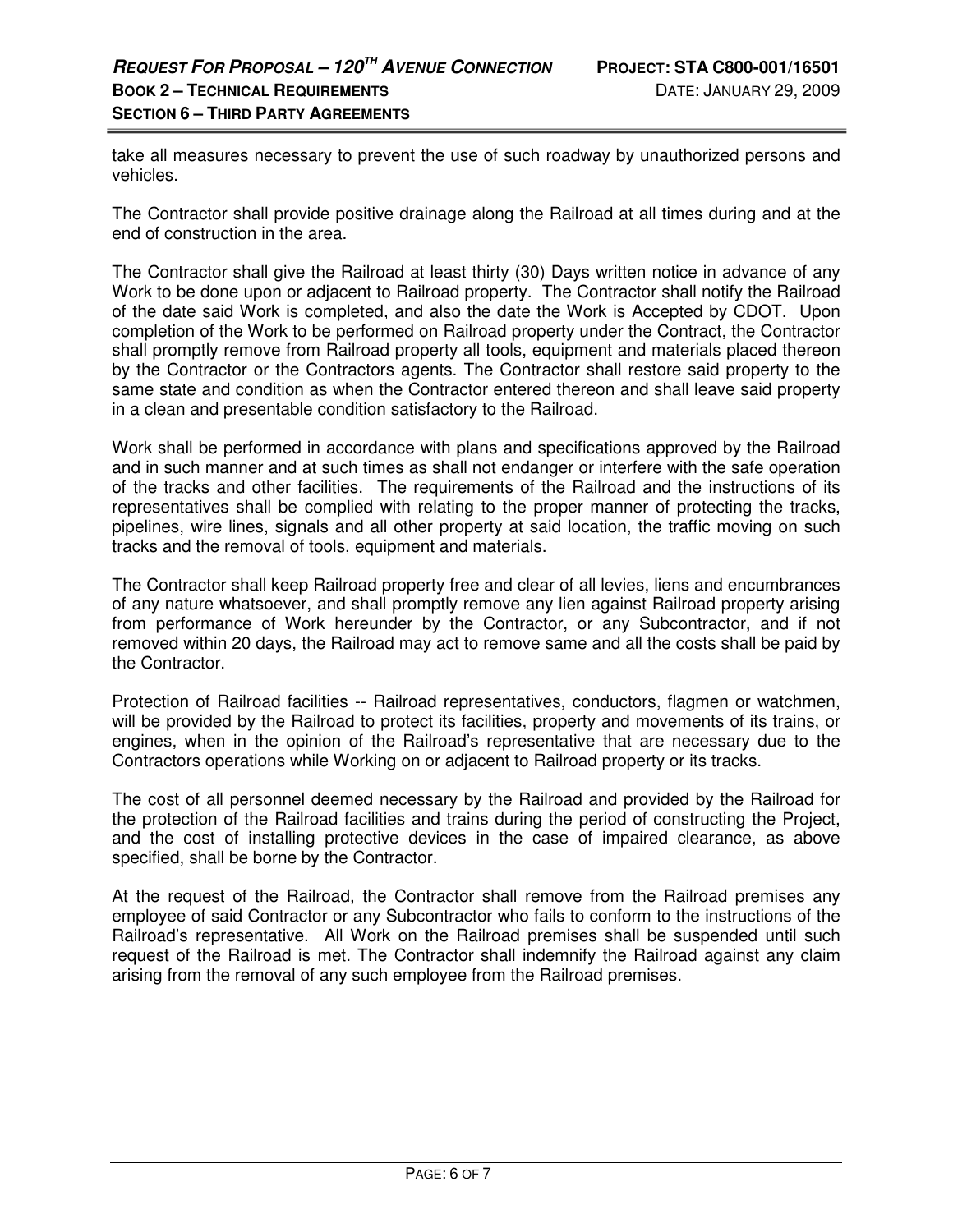take all measures necessary to prevent the use of such roadway by unauthorized persons and vehicles.

The Contractor shall provide positive drainage along the Railroad at all times during and at the end of construction in the area.

The Contractor shall give the Railroad at least thirty (30) Days written notice in advance of any Work to be done upon or adjacent to Railroad property. The Contractor shall notify the Railroad of the date said Work is completed, and also the date the Work is Accepted by CDOT. Upon completion of the Work to be performed on Railroad property under the Contract, the Contractor shall promptly remove from Railroad property all tools, equipment and materials placed thereon by the Contractor or the Contractors agents. The Contractor shall restore said property to the same state and condition as when the Contractor entered thereon and shall leave said property in a clean and presentable condition satisfactory to the Railroad.

Work shall be performed in accordance with plans and specifications approved by the Railroad and in such manner and at such times as shall not endanger or interfere with the safe operation of the tracks and other facilities. The requirements of the Railroad and the instructions of its representatives shall be complied with relating to the proper manner of protecting the tracks, pipelines, wire lines, signals and all other property at said location, the traffic moving on such tracks and the removal of tools, equipment and materials.

The Contractor shall keep Railroad property free and clear of all levies, liens and encumbrances of any nature whatsoever, and shall promptly remove any lien against Railroad property arising from performance of Work hereunder by the Contractor, or any Subcontractor, and if not removed within 20 days, the Railroad may act to remove same and all the costs shall be paid by the Contractor.

Protection of Railroad facilities -- Railroad representatives, conductors, flagmen or watchmen, will be provided by the Railroad to protect its facilities, property and movements of its trains, or engines, when in the opinion of the Railroad's representative that are necessary due to the Contractors operations while Working on or adjacent to Railroad property or its tracks.

The cost of all personnel deemed necessary by the Railroad and provided by the Railroad for the protection of the Railroad facilities and trains during the period of constructing the Project, and the cost of installing protective devices in the case of impaired clearance, as above specified, shall be borne by the Contractor.

At the request of the Railroad, the Contractor shall remove from the Railroad premises any employee of said Contractor or any Subcontractor who fails to conform to the instructions of the Railroad's representative. All Work on the Railroad premises shall be suspended until such request of the Railroad is met. The Contractor shall indemnify the Railroad against any claim arising from the removal of any such employee from the Railroad premises.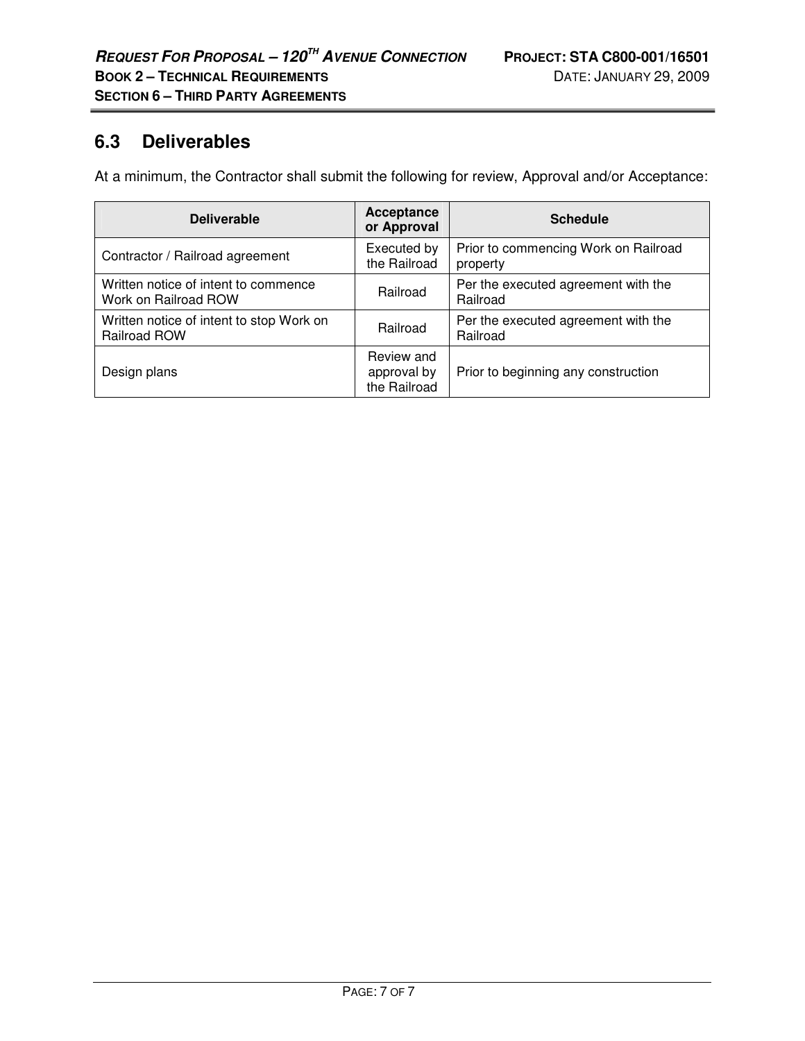## 6.3 Deliverables

At a minimum, the Contractor shall submit the following for review, Approval and/or Acceptance:

| Deliverable | Acceptance or Approval | Schedule |
| --- | --- | --- |
| Contractor / Railroad agreement | Executed by the Railroad | Prior to commencing Work on Railroad property |
| Written notice of intent to commence Work on Railroad ROW | Railroad | Per the executed agreement with the Railroad |
| Written notice of intent to stop Work on Railroad ROW | Railroad | Per the executed agreement with the Railroad |
| Design plans | Review and approval by the Railroad | Prior to beginning any construction |